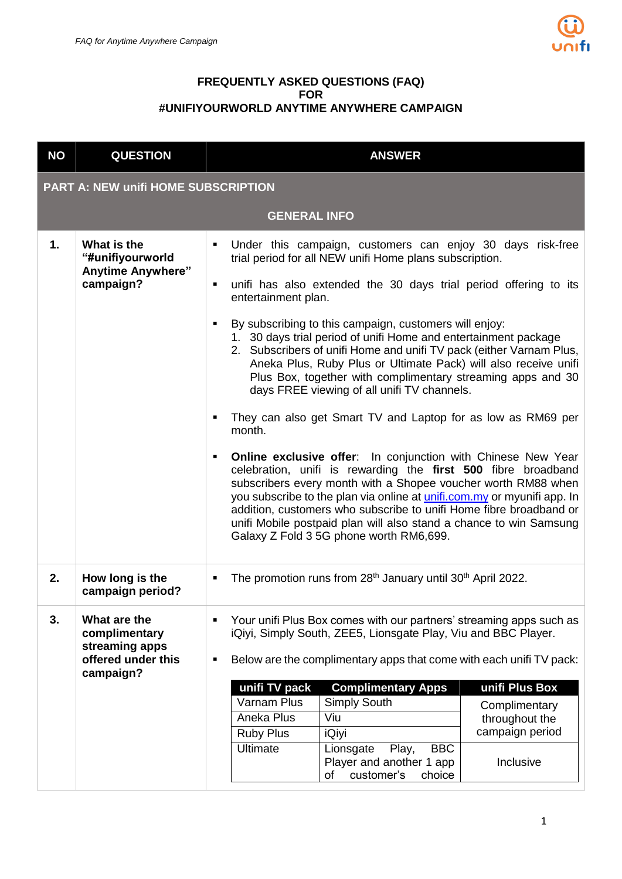# FREQUENTLY ASKED QUESTIONS (FAQ)
# FOR
# #UNIFIYOURWORLD ANYTIME ANYWHERE CAMPAIGN

| NO | QUESTION | ANSWER |
|---|---|---|
| **PART A: NEW unifi HOME SUBSCRIPTION** | | |
| **GENERAL INFO** | | |
| **1.** | **What is the "#unifiyourworld Anytime Anywhere" campaign?** | ▪ Under this campaign, customers can enjoy 30 days risk-free trial period for all NEW unifi Home plans subscription.<br>▪ unifi has also extended the 30 days trial period offering to its entertainment plan.<br>▪ By subscribing to this campaign, customers will enjoy:<br>1. 30 days trial period of unifi Home and entertainment package<br>2. Subscribers of unifi Home and unifi TV pack (either Varnam Plus, Aneka Plus, Ruby Plus or Ultimate Pack) will also receive unifi Plus Box, together with complimentary streaming apps and 30 days FREE viewing of all unifi TV channels.<br>▪ They can also get Smart TV and Laptop for as low as RM69 per month.<br>▪ **Online exclusive offer**: In conjunction with Chinese New Year celebration, unifi is rewarding the **first 500** fibre broadband subscribers every month with a Shopee voucher worth RM88 when you subscribe to the plan via online at unifi.com.my or myunifi app. In addition, customers who subscribe to unifi Home fibre broadband or unifi Mobile postpaid plan will also stand a chance to win Samsung Galaxy Z Fold 3 5G phone worth RM6,699. |
| **2.** | **How long is the campaign period?** | ▪ The promotion runs from 28th January until 30th April 2022. |
| **3.** | **What are the complimentary streaming apps offered under this campaign?** | ▪ Your unifi Plus Box comes with our partners' streaming apps such as iQiyi, Simply South, ZEE5, Lionsgate Play, Viu and BBC Player.<br>▪ Below are the complimentary apps that come with each unifi TV pack: |

| unifi TV pack | Complimentary Apps | unifi Plus Box |
|---|---|---|
| Varnam Plus | Simply South | Complimentary throughout the campaign period |
| Aneka Plus | Viu | |
| Ruby Plus | iQiyi | |
| Ultimate | Lionsgate Play, BBC Player and another 1 app of customer's choice | Inclusive |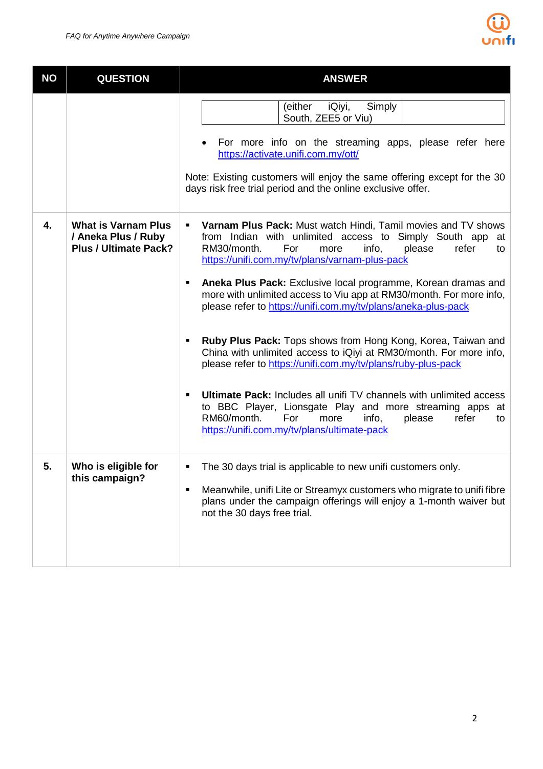| NO | QUESTION | ANSWER |
|---|---|---|
| | | (either iQiyi, Simply South, ZEE5 or Viu)<br><br>• For more info on the streaming apps, please refer here https://activate.unifi.com.my/ott/<br><br>Note: Existing customers will enjoy the same offering except for the 30 days risk free trial period and the online exclusive offer. |
| **4.** | **What is Varnam Plus / Aneka Plus / Ruby Plus / Ultimate Pack?** | ▪ **Varnam Plus Pack:** Must watch Hindi, Tamil movies and TV shows from Indian with unlimited access to Simply South app at RM30/month. For more info, please refer to https://unifi.com.my/tv/plans/varnam-plus-pack<br><br>▪ **Aneka Plus Pack:** Exclusive local programme, Korean dramas and more with unlimited access to Viu app at RM30/month. For more info, please refer to https://unifi.com.my/tv/plans/aneka-plus-pack<br><br>▪ **Ruby Plus Pack:** Tops shows from Hong Kong, Korea, Taiwan and China with unlimited access to iQiyi at RM30/month. For more info, please refer to https://unifi.com.my/tv/plans/ruby-plus-pack<br><br>▪ **Ultimate Pack:** Includes all unifi TV channels with unlimited access to BBC Player, Lionsgate Play and more streaming apps at RM60/month. For more info, please refer to https://unifi.com.my/tv/plans/ultimate-pack |
| **5.** | **Who is eligible for this campaign?** | ▪ The 30 days trial is applicable to new unifi customers only.<br><br>▪ Meanwhile, unifi Lite or Streamyx customers who migrate to unifi fibre plans under the campaign offerings will enjoy a 1-month waiver but not the 30 days free trial. |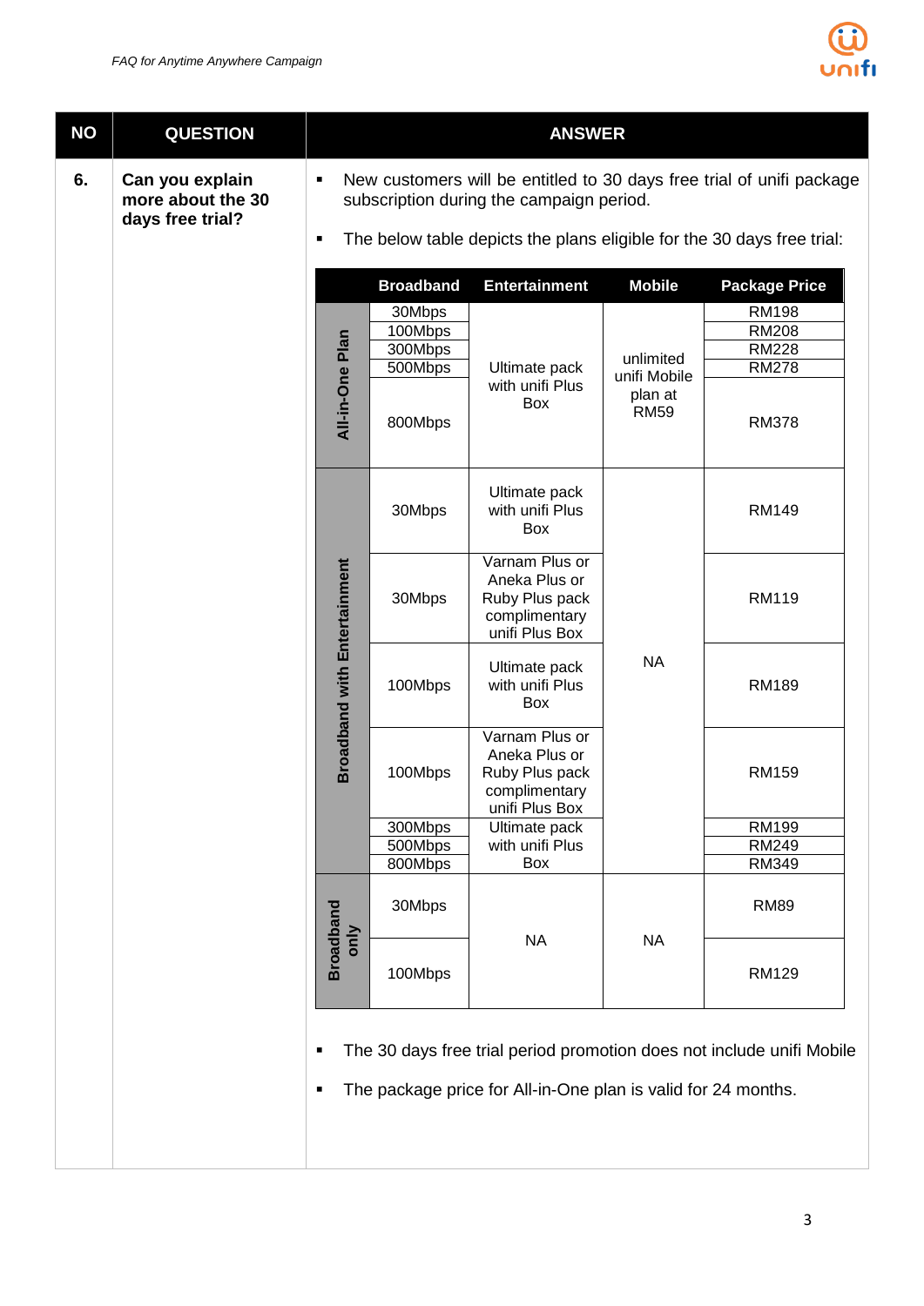| NO | QUESTION | ANSWER |
|---|---|---|
| 6. | **Can you explain more about the 30 days free trial?** | ▪ New customers will be entitled to 30 days free trial of unifi package subscription during the campaign period.<br>▪ The below table depicts the plans eligible for the 30 days free trial: |

| | Broadband | Entertainment | Mobile | Package Price |
|---|---|---|---|---|
| All-in-One Plan | 30Mbps | Ultimate pack with unifi Plus Box | unlimited unifi Mobile plan at RM59 | RM198 |
| | 100Mbps | | | RM208 |
| | 300Mbps | | | RM228 |
| | 500Mbps | | | RM278 |
| | 800Mbps | | | RM378 |
| Broadband with Entertainment | 30Mbps | Ultimate pack with unifi Plus Box | NA | RM149 |
| | 30Mbps | Varnam Plus or Aneka Plus or Ruby Plus pack complimentary unifi Plus Box | | RM119 |
| | 100Mbps | Ultimate pack with unifi Plus Box | | RM189 |
| | 100Mbps | Varnam Plus or Aneka Plus or Ruby Plus pack complimentary unifi Plus Box | | RM159 |
| | 300Mbps | Ultimate pack with unifi Plus Box | | RM199 |
| | 500Mbps | | | RM249 |
| | 800Mbps | | | RM349 |
| Broadband only | 30Mbps | NA | NA | RM89 |
| | 100Mbps | | | RM129 |

- The 30 days free trial period promotion does not include unifi Mobile
- The package price for All-in-One plan is valid for 24 months.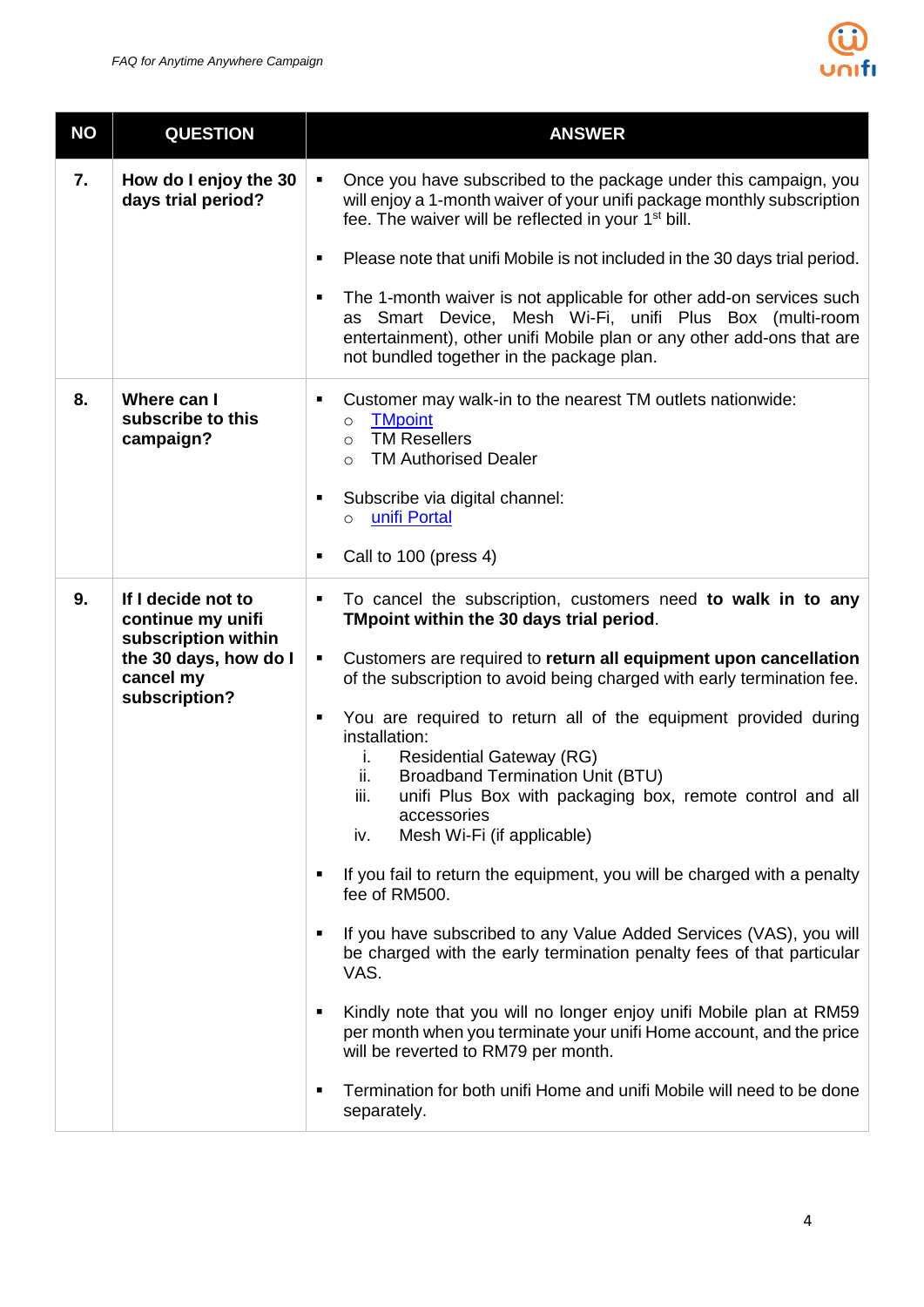| NO | QUESTION | ANSWER |
|---|---|---|
| 7. | **How do I enjoy the 30 days trial period?** | ▪ Once you have subscribed to the package under this campaign, you will enjoy a 1-month waiver of your unifi package monthly subscription fee. The waiver will be reflected in your 1st bill.<br><br>▪ Please note that unifi Mobile is not included in the 30 days trial period.<br><br>▪ The 1-month waiver is not applicable for other add-on services such as Smart Device, Mesh Wi-Fi, unifi Plus Box (multi-room entertainment), other unifi Mobile plan or any other add-ons that are not bundled together in the package plan. |
| 8. | **Where can I subscribe to this campaign?** | ▪ Customer may walk-in to the nearest TM outlets nationwide:<br>○ TMpoint<br>○ TM Resellers<br>○ TM Authorised Dealer<br><br>▪ Subscribe via digital channel:<br>○ unifi Portal<br><br>▪ Call to 100 (press 4) |
| 9. | **If I decide not to continue my unifi subscription within the 30 days, how do I cancel my subscription?** | ▪ To cancel the subscription, customers need **to walk in to any TMpoint within the 30 days trial period**.<br><br>▪ Customers are required to **return all equipment upon cancellation** of the subscription to avoid being charged with early termination fee.<br><br>▪ You are required to return all of the equipment provided during installation:<br>i. Residential Gateway (RG)<br>ii. Broadband Termination Unit (BTU)<br>iii. unifi Plus Box with packaging box, remote control and all accessories<br>iv. Mesh Wi-Fi (if applicable)<br><br>▪ If you fail to return the equipment, you will be charged with a penalty fee of RM500.<br><br>▪ If you have subscribed to any Value Added Services (VAS), you will be charged with the early termination penalty fees of that particular VAS.<br><br>▪ Kindly note that you will no longer enjoy unifi Mobile plan at RM59 per month when you terminate your unifi Home account, and the price will be reverted to RM79 per month.<br><br>▪ Termination for both unifi Home and unifi Mobile will need to be done separately. |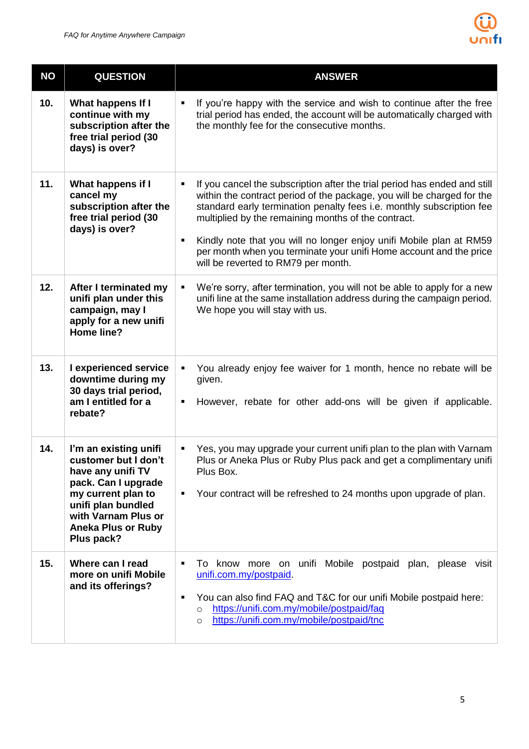| NO | QUESTION | ANSWER |
|---|---|---|
| 10. | **What happens If I continue with my subscription after the free trial period (30 days) is over?** | ▪ If you're happy with the service and wish to continue after the free trial period has ended, the account will be automatically charged with the monthly fee for the consecutive months. |
| 11. | **What happens if I cancel my subscription after the free trial period (30 days) is over?** | ▪ If you cancel the subscription after the trial period has ended and still within the contract period of the package, you will be charged for the standard early termination penalty fees i.e. monthly subscription fee multiplied by the remaining months of the contract.<br><br>▪ Kindly note that you will no longer enjoy unifi Mobile plan at RM59 per month when you terminate your unifi Home account and the price will be reverted to RM79 per month. |
| 12. | **After I terminated my unifi plan under this campaign, may I apply for a new unifi Home line?** | ▪ We're sorry, after termination, you will not be able to apply for a new unifi line at the same installation address during the campaign period. We hope you will stay with us. |
| 13. | **I experienced service downtime during my 30 days trial period, am I entitled for a rebate?** | ▪ You already enjoy fee waiver for 1 month, hence no rebate will be given.<br><br>▪ However, rebate for other add-ons will be given if applicable. |
| 14. | **I'm an existing unifi customer but I don't have any unifi TV pack. Can I upgrade my current plan to unifi plan bundled with Varnam Plus or Aneka Plus or Ruby Plus pack?** | ▪ Yes, you may upgrade your current unifi plan to the plan with Varnam Plus or Aneka Plus or Ruby Plus pack and get a complimentary unifi Plus Box.<br><br>▪ Your contract will be refreshed to 24 months upon upgrade of plan. |
| 15. | **Where can I read more on unifi Mobile and its offerings?** | ▪ To know more on unifi Mobile postpaid plan, please visit [unifi.com.my/postpaid](unifi.com.my/postpaid).<br><br>▪ You can also find FAQ and T&C for our unifi Mobile postpaid here:<br>○ [https://unifi.com.my/mobile/postpaid/faq](https://unifi.com.my/mobile/postpaid/faq)<br>○ [https://unifi.com.my/mobile/postpaid/tnc](https://unifi.com.my/mobile/postpaid/tnc) |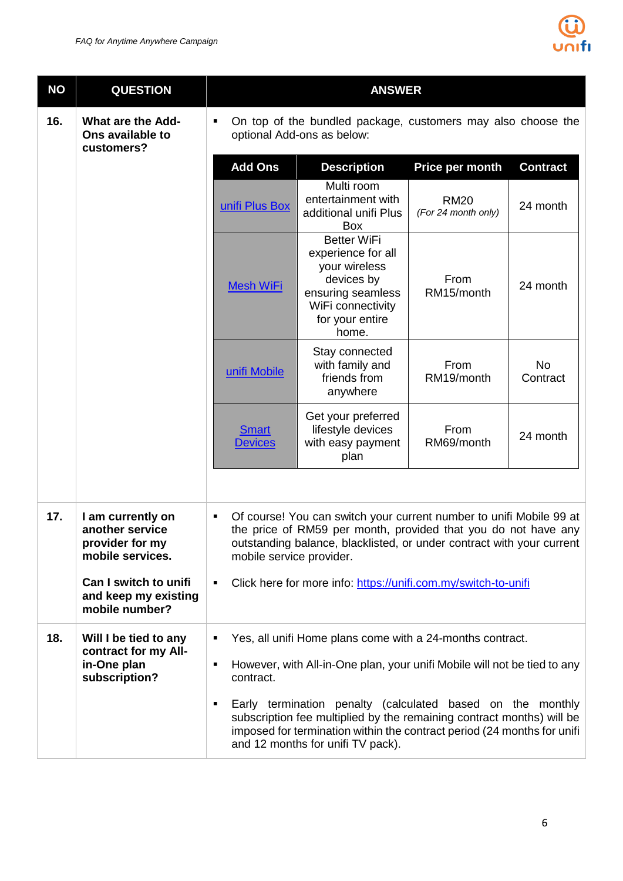| NO | QUESTION | ANSWER |
|---|---|---|
| 16. | **What are the Add-Ons available to customers?** | ▪ On top of the bundled package, customers may also choose the optional Add-ons as below: |

| Add Ons | Description | Price per month | Contract |
|---|---|---|---|
| unifi Plus Box | Multi room entertainment with additional unifi Plus Box | RM20 *(For 24 month only)* | 24 month |
| Mesh WiFi | Better WiFi experience for all your wireless devices by ensuring seamless WiFi connectivity for your entire home. | From RM15/month | 24 month |
| unifi Mobile | Stay connected with family and friends from anywhere | From RM19/month | No Contract |
| Smart Devices | Get your preferred lifestyle devices with easy payment plan | From RM69/month | 24 month |

| NO | QUESTION | ANSWER |
|---|---|---|
| 17. | **I am currently on another service provider for my mobile services.** <br><br> **Can I switch to unifi and keep my existing mobile number?** | ▪ Of course! You can switch your current number to unifi Mobile 99 at the price of RM59 per month, provided that you do not have any outstanding balance, blacklisted, or under contract with your current mobile service provider. <br><br> ▪ Click here for more info: https://unifi.com.my/switch-to-unifi |
| 18. | **Will I be tied to any contract for my All-in-One plan subscription?** | ▪ Yes, all unifi Home plans come with a 24-months contract. <br><br> ▪ However, with All-in-One plan, your unifi Mobile will not be tied to any contract. <br><br> ▪ Early termination penalty (calculated based on the monthly subscription fee multiplied by the remaining contract months) will be imposed for termination within the contract period (24 months for unifi and 12 months for unifi TV pack). |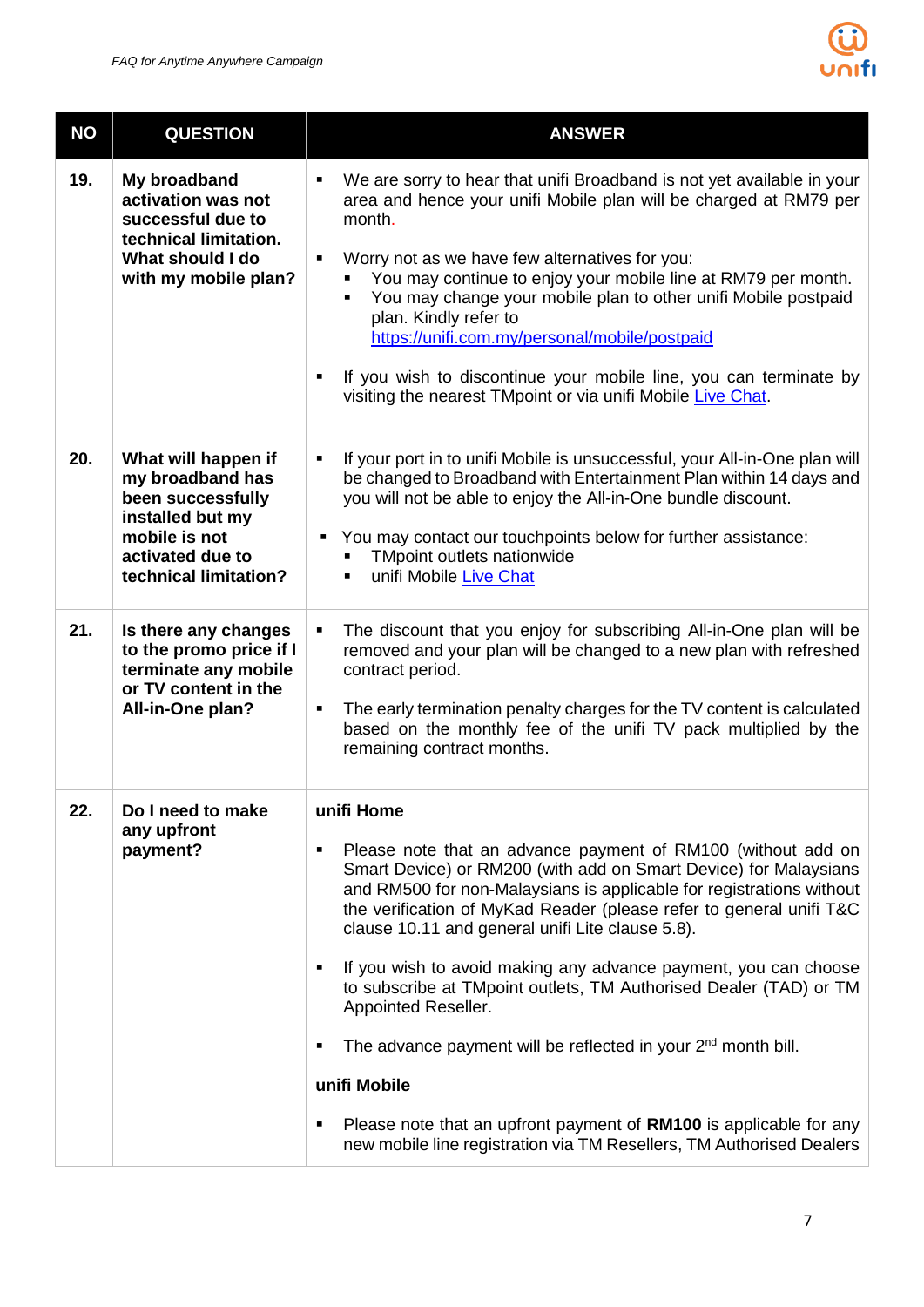| NO | QUESTION | ANSWER |
|---|---|---|
| 19. | **My broadband activation was not successful due to technical limitation. What should I do with my mobile plan?** | ▪ We are sorry to hear that unifi Broadband is not yet available in your area and hence your unifi Mobile plan will be charged at RM79 per month.<br><br>▪ Worry not as we have few alternatives for you:<br>&nbsp;&nbsp;▪ You may continue to enjoy your mobile line at RM79 per month.<br>&nbsp;&nbsp;▪ You may change your mobile plan to other unifi Mobile postpaid plan. Kindly refer to [https://unifi.com.my/personal/mobile/postpaid](https://unifi.com.my/personal/mobile/postpaid)<br><br>▪ If you wish to discontinue your mobile line, you can terminate by visiting the nearest TMpoint or via unifi Mobile [Live Chat](). |
| 20. | **What will happen if my broadband has been successfully installed but my mobile is not activated due to technical limitation?** | ▪ If your port in to unifi Mobile is unsuccessful, your All-in-One plan will be changed to Broadband with Entertainment Plan within 14 days and you will not be able to enjoy the All-in-One bundle discount.<br><br>▪ You may contact our touchpoints below for further assistance:<br>&nbsp;&nbsp;▪ TMpoint outlets nationwide<br>&nbsp;&nbsp;▪ unifi Mobile [Live Chat]() |
| 21. | **Is there any changes to the promo price if I terminate any mobile or TV content in the All-in-One plan?** | ▪ The discount that you enjoy for subscribing All-in-One plan will be removed and your plan will be changed to a new plan with refreshed contract period.<br><br>▪ The early termination penalty charges for the TV content is calculated based on the monthly fee of the unifi TV pack multiplied by the remaining contract months. |
| 22. | **Do I need to make any upfront payment?** | **unifi Home**<br><br>▪ Please note that an advance payment of RM100 (without add on Smart Device) or RM200 (with add on Smart Device) for Malaysians and RM500 for non-Malaysians is applicable for registrations without the verification of MyKad Reader (please refer to general unifi T&C clause 10.11 and general unifi Lite clause 5.8).<br><br>▪ If you wish to avoid making any advance payment, you can choose to subscribe at TMpoint outlets, TM Authorised Dealer (TAD) or TM Appointed Reseller.<br><br>▪ The advance payment will be reflected in your 2nd month bill.<br><br>**unifi Mobile**<br><br>▪ Please note that an upfront payment of **RM100** is applicable for any new mobile line registration via TM Resellers, TM Authorised Dealers |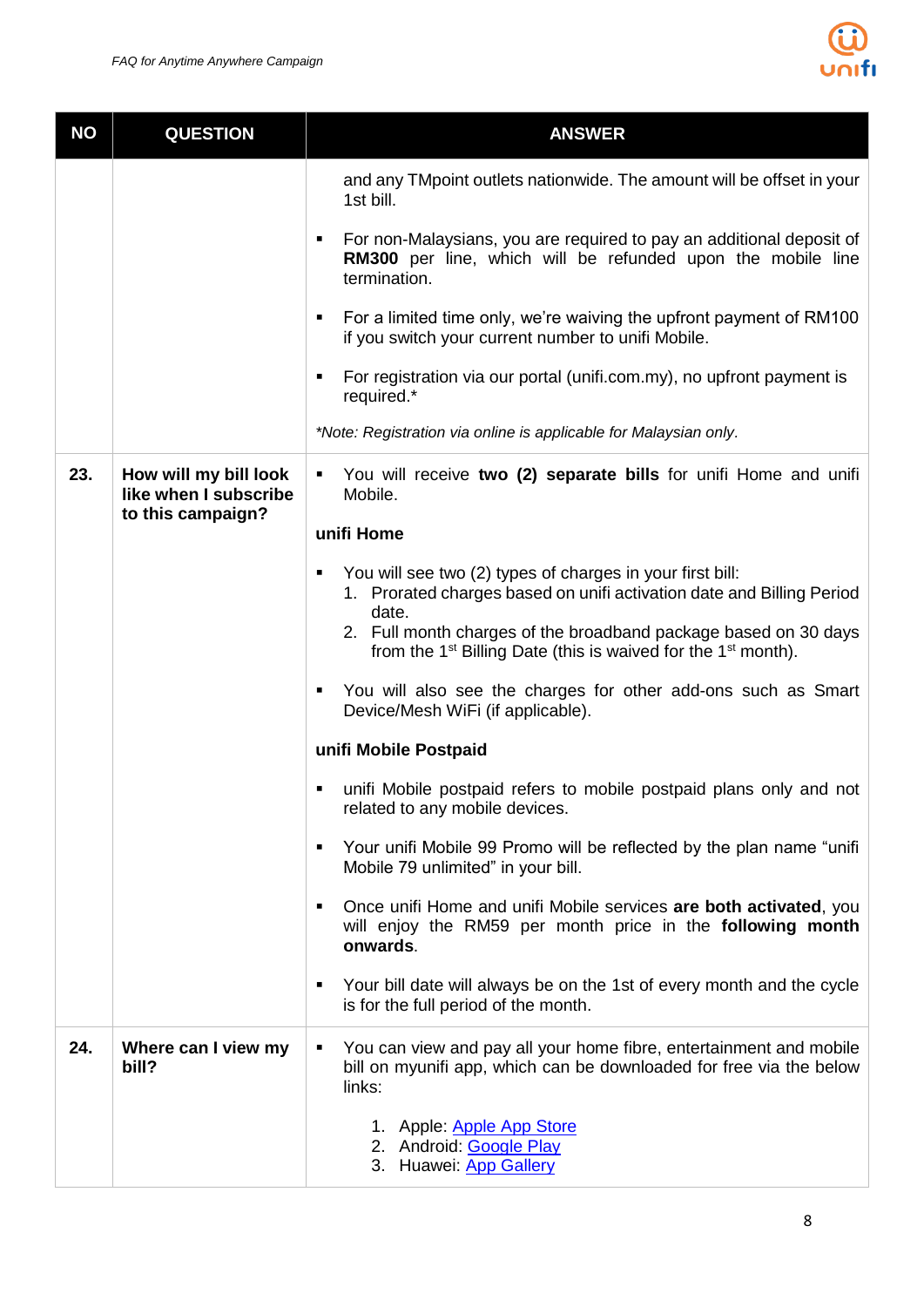| NO | QUESTION | ANSWER |
|---|---|---|
| | | and any TMpoint outlets nationwide. The amount will be offset in your 1st bill.<br><br>▪ For non-Malaysians, you are required to pay an additional deposit of **RM300** per line, which will be refunded upon the mobile line termination.<br><br>▪ For a limited time only, we're waiving the upfront payment of RM100 if you switch your current number to unifi Mobile.<br><br>▪ For registration via our portal (unifi.com.my), no upfront payment is required.*<br><br>*\*Note: Registration via online is applicable for Malaysian only.* |
| **23.** | **How will my bill look like when I subscribe to this campaign?** | ▪ You will receive **two (2) separate bills** for unifi Home and unifi Mobile.<br><br>**unifi Home**<br><br>▪ You will see two (2) types of charges in your first bill:<br>1. Prorated charges based on unifi activation date and Billing Period date.<br>2. Full month charges of the broadband package based on 30 days from the 1st Billing Date (this is waived for the 1st month).<br><br>▪ You will also see the charges for other add-ons such as Smart Device/Mesh WiFi (if applicable).<br><br>**unifi Mobile Postpaid**<br><br>▪ unifi Mobile postpaid refers to mobile postpaid plans only and not related to any mobile devices.<br><br>▪ Your unifi Mobile 99 Promo will be reflected by the plan name "unifi Mobile 79 unlimited" in your bill.<br><br>▪ Once unifi Home and unifi Mobile services **are both activated**, you will enjoy the RM59 per month price in the **following month onwards**.<br><br>▪ Your bill date will always be on the 1st of every month and the cycle is for the full period of the month. |
| **24.** | **Where can I view my bill?** | ▪ You can view and pay all your home fibre, entertainment and mobile bill on myunifi app, which can be downloaded for free via the below links:<br><br>1. Apple: Apple App Store<br>2. Android: Google Play<br>3. Huawei: App Gallery |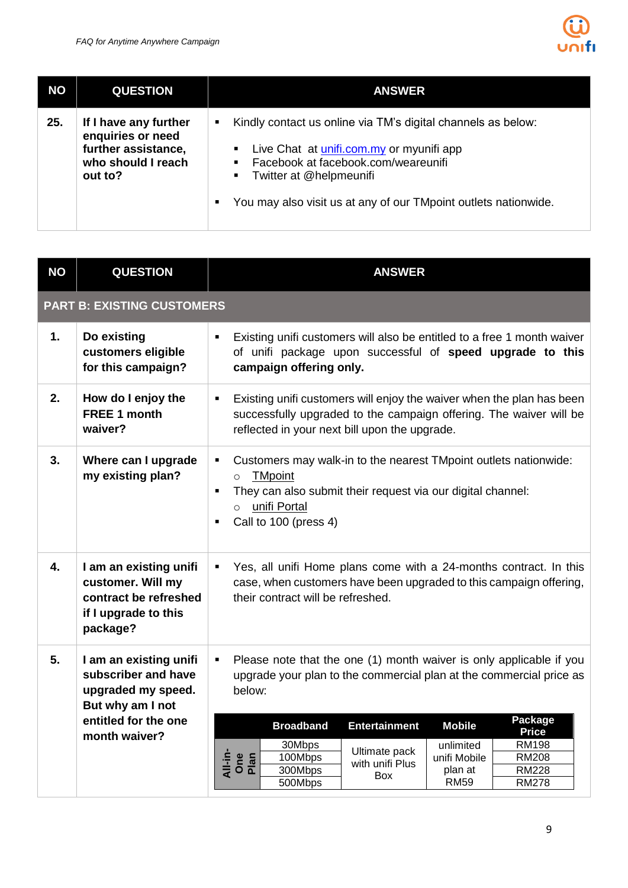| NO | QUESTION | ANSWER |
|---|---|---|
| 25. | **If I have any further enquiries or need further assistance, who should I reach out to?** | ▪ Kindly contact us online via TM's digital channels as below:<br>▪ Live Chat at unifi.com.my or myunifi app<br>▪ Facebook at facebook.com/weareunifi<br>▪ Twitter at @helpmeunifi<br>▪ You may also visit us at any of our TMpoint outlets nationwide. |

| NO | QUESTION | ANSWER |
|---|---|---|
| **PART B: EXISTING CUSTOMERS** | | |
| 1. | **Do existing customers eligible for this campaign?** | ▪ Existing unifi customers will also be entitled to a free 1 month waiver of unifi package upon successful of **speed upgrade to this campaign offering only.** |
| 2. | **How do I enjoy the FREE 1 month waiver?** | ▪ Existing unifi customers will enjoy the waiver when the plan has been successfully upgraded to the campaign offering. The waiver will be reflected in your next bill upon the upgrade. |
| 3. | **Where can I upgrade my existing plan?** | ▪ Customers may walk-in to the nearest TMpoint outlets nationwide:<br>○ TMpoint<br>▪ They can also submit their request via our digital channel:<br>○ unifi Portal<br>▪ Call to 100 (press 4) |
| 4. | **I am an existing unifi customer. Will my contract be refreshed if I upgrade to this package?** | ▪ Yes, all unifi Home plans come with a 24-months contract. In this case, when customers have been upgraded to this campaign offering, their contract will be refreshed. |
| 5. | **I am an existing unifi subscriber and have upgraded my speed. But why am I not entitled for the one month waiver?** | ▪ Please note that the one (1) month waiver is only applicable if you upgrade your plan to the commercial plan at the commercial price as below: |

| | Broadband | Entertainment | Mobile | Package Price |
|---|---|---|---|---|
| All-in-One Plan | 30Mbps | Ultimate pack with unifi Plus Box | unlimited unifi Mobile plan at RM59 | RM198 |
| | 100Mbps | | | RM208 |
| | 300Mbps | | | RM228 |
| | 500Mbps | | | RM278 |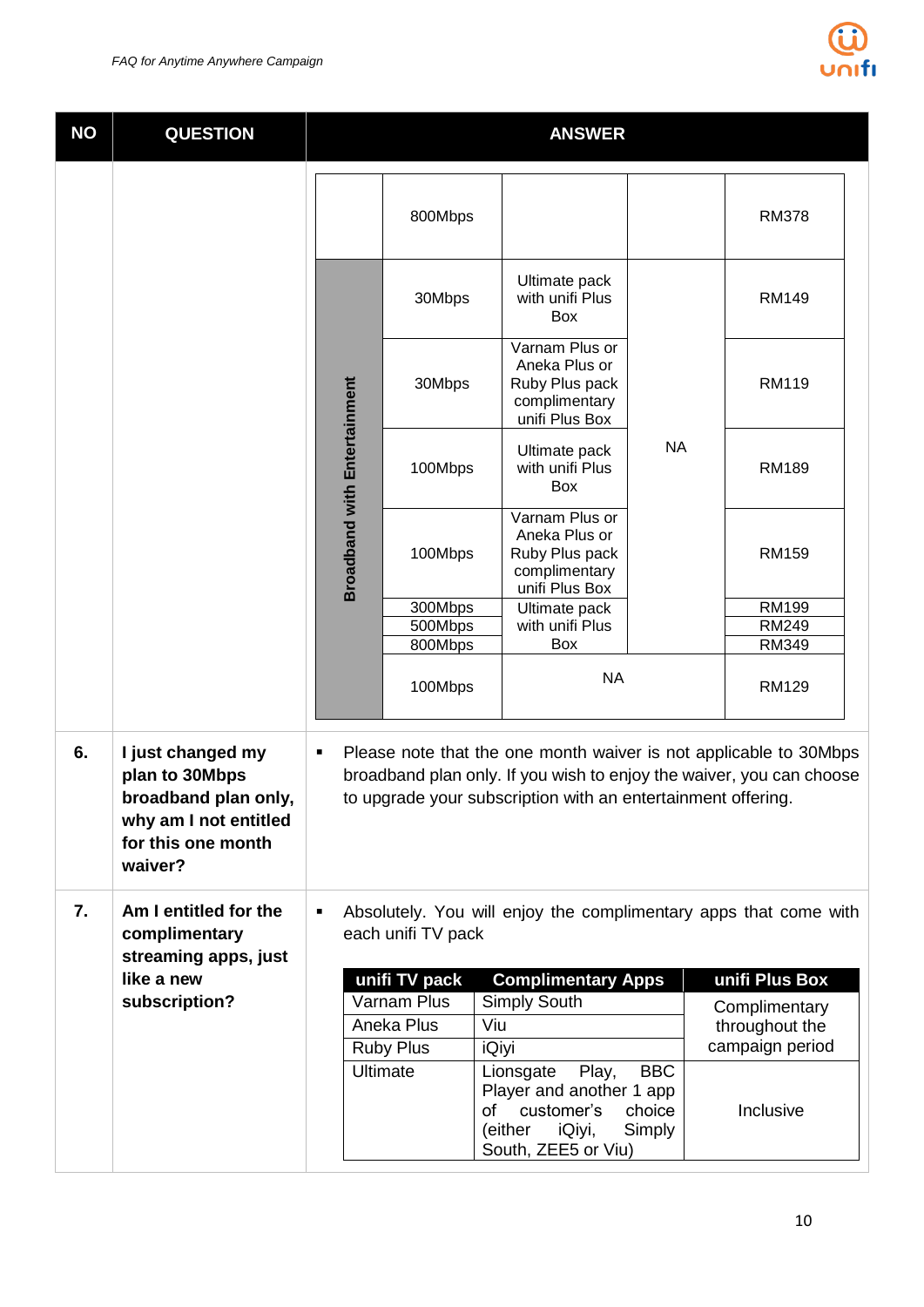| NO | QUESTION | ANSWER |
|---|---|---|
| | | (table continued below) |

| | | | | |
|---|---|---|---|---|
| | 800Mbps | | | RM378 |
| Broadband with Entertainment | 30Mbps | Ultimate pack with unifi Plus Box | NA | RM149 |
| | 30Mbps | Varnam Plus or Aneka Plus or Ruby Plus pack complimentary unifi Plus Box | | RM119 |
| | 100Mbps | Ultimate pack with unifi Plus Box | | RM189 |
| | 100Mbps | Varnam Plus or Aneka Plus or Ruby Plus pack complimentary unifi Plus Box | | RM159 |
| | 300Mbps | Ultimate pack with unifi Plus Box | | RM199 |
| | 500Mbps | | | RM249 |
| | 800Mbps | | | RM349 |
| | 100Mbps | NA | | RM129 |

| NO | QUESTION | ANSWER |
|---|---|---|
| 6. | **I just changed my plan to 30Mbps broadband plan only, why am I not entitled for this one month waiver?** | ▪ Please note that the one month waiver is not applicable to 30Mbps broadband plan only. If you wish to enjoy the waiver, you can choose to upgrade your subscription with an entertainment offering. |
| 7. | **Am I entitled for the complimentary streaming apps, just like a new subscription?** | ▪ Absolutely. You will enjoy the complimentary apps that come with each unifi TV pack |

| unifi TV pack | Complimentary Apps | unifi Plus Box |
|---|---|---|
| Varnam Plus | Simply South | Complimentary throughout the campaign period |
| Aneka Plus | Viu | |
| Ruby Plus | iQiyi | |
| Ultimate | Lionsgate Play, BBC Player and another 1 app of customer's choice (either iQiyi, Simply South, ZEE5 or Viu) | Inclusive |